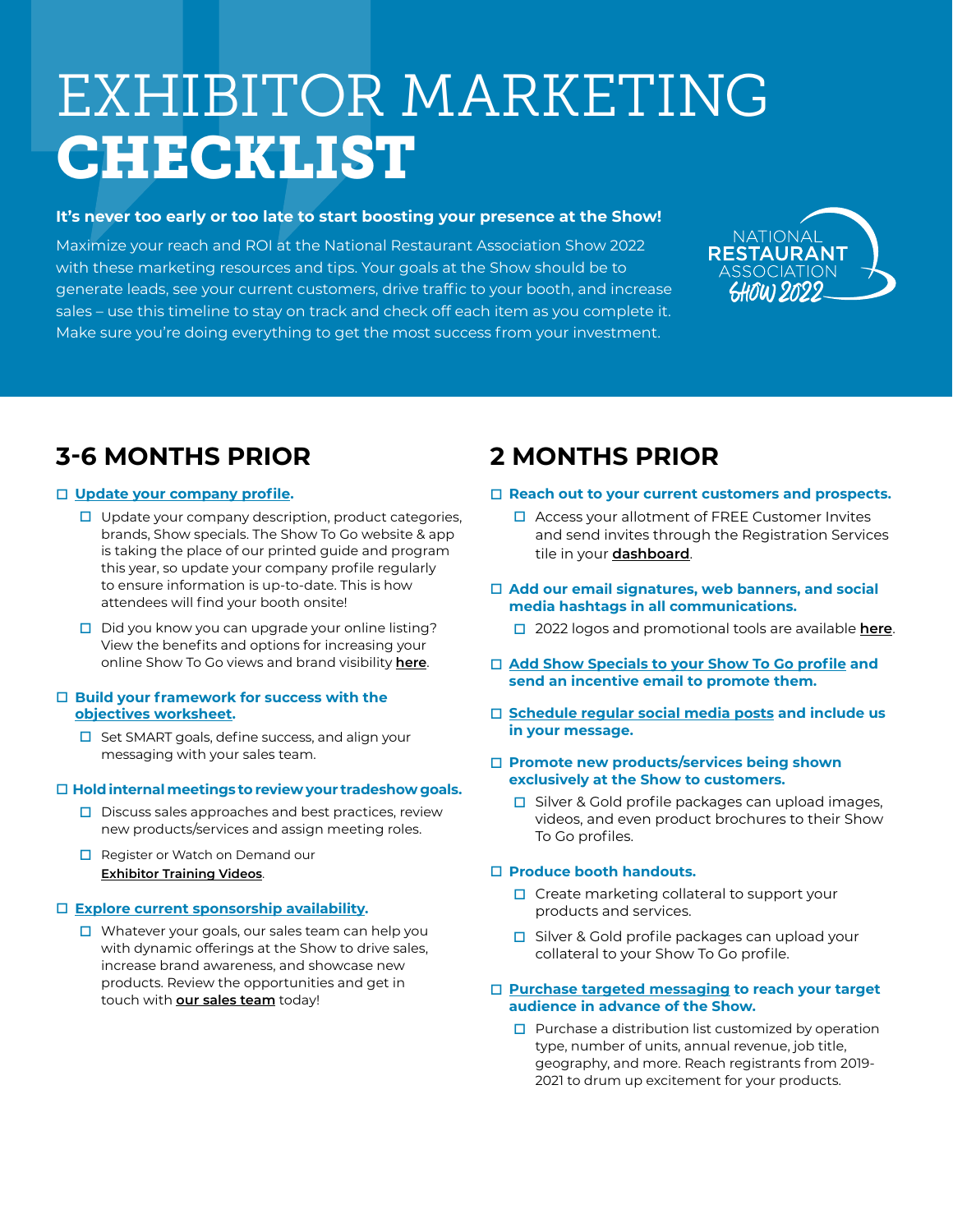# EXHIBITOR MARKETING **CHECKLIST**

**It's never too early or too late to start boosting your presence at the Show!**

Maximize your reach and ROI at the National Restaurant Association Show 2022 with these marketing resources and tips. Your goals at the Show should be to generate leads, see your current customers, drive traffic to your booth, and increase sales – use this timeline to stay on track and check off each item as you complete it. Make sure you're doing everything to get the most success from your investment.

NATIONAL RESTAURANT ASSOCIATION SHOW 2022

## 3-6 MONTHS PRIOR

- ☐ **Update your company profile.**
  - ☐ Update your company description, product categories, brands, Show specials. The Show To Go website & app is taking the place of our printed guide and program this year, so update your company profile regularly to ensure information is up-to-date. This is how attendees will find your booth onsite!
  - ☐ Did you know you can upgrade your online listing? View the benefits and options for increasing your online Show To Go views and brand visibility **here**.
- ☐ **Build your framework for success with the objectives worksheet.**
  - ☐ Set SMART goals, define success, and align your messaging with your sales team.
- ☐ **Hold internal meetings to review your tradeshow goals.**
  - ☐ Discuss sales approaches and best practices, review new products/services and assign meeting roles.
  - ☐ Register or Watch on Demand our **Exhibitor Training Videos**.
- ☐ **Explore current sponsorship availability.**
  - ☐ Whatever your goals, our sales team can help you with dynamic offerings at the Show to drive sales, increase brand awareness, and showcase new products. Review the opportunities and get in touch with **our sales team** today!

## 2 MONTHS PRIOR

- ☐ **Reach out to your current customers and prospects.**
  - ☐ Access your allotment of FREE Customer Invites and send invites through the Registration Services tile in your **dashboard**.
- ☐ **Add our email signatures, web banners, and social media hashtags in all communications.**
  - ☐ 2022 logos and promotional tools are available **here**.
- ☐ **Add Show Specials to your Show To Go profile and send an incentive email to promote them.**
- ☐ **Schedule regular social media posts and include us in your message.**
- ☐ **Promote new products/services being shown exclusively at the Show to customers.**
  - ☐ Silver & Gold profile packages can upload images, videos, and even product brochures to their Show To Go profiles.
- ☐ **Produce booth handouts.**
  - ☐ Create marketing collateral to support your products and services.
  - ☐ Silver & Gold profile packages can upload your collateral to your Show To Go profile.
- ☐ **Purchase targeted messaging to reach your target audience in advance of the Show.**
  - ☐ Purchase a distribution list customized by operation type, number of units, annual revenue, job title, geography, and more. Reach registrants from 2019-2021 to drum up excitement for your products.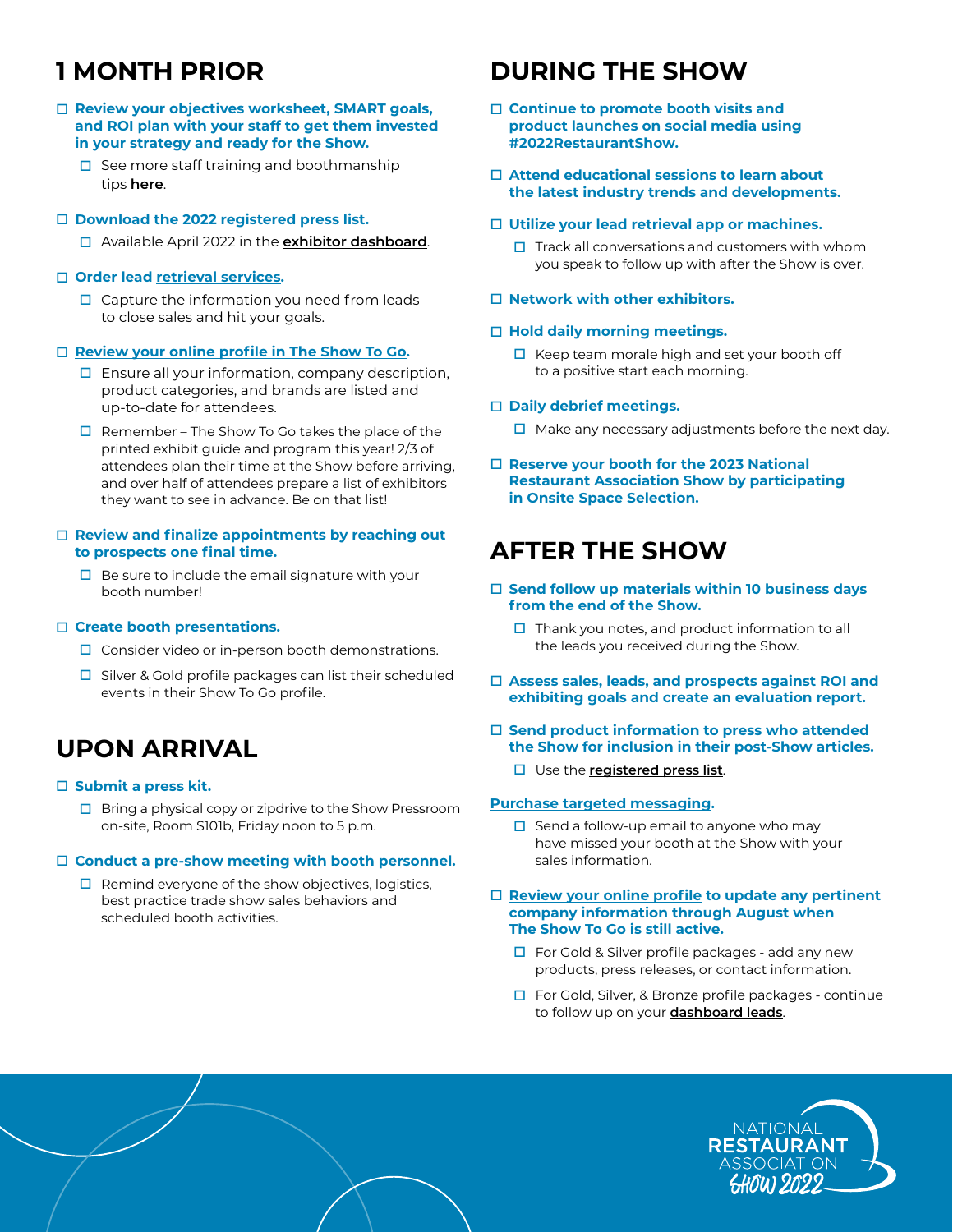## 1 MONTH PRIOR

- ☐ **Review your objectives worksheet, SMART goals, and ROI plan with your staff to get them invested in your strategy and ready for the Show.**
  - ☐ See more staff training and boothmanship tips **here**.
- ☐ **Download the 2022 registered press list.**
  - ☐ Available April 2022 in the **exhibitor dashboard**.
- ☐ **Order lead retrieval services.**
  - ☐ Capture the information you need from leads to close sales and hit your goals.
- ☐ **Review your online profile in The Show To Go.**
  - ☐ Ensure all your information, company description, product categories, and brands are listed and up-to-date for attendees.
  - ☐ Remember – The Show To Go takes the place of the printed exhibit guide and program this year! 2/3 of attendees plan their time at the Show before arriving, and over half of attendees prepare a list of exhibitors they want to see in advance. Be on that list!
- ☐ **Review and finalize appointments by reaching out to prospects one final time.**
  - ☐ Be sure to include the email signature with your booth number!
- ☐ **Create booth presentations.**
  - ☐ Consider video or in-person booth demonstrations.
  - ☐ Silver & Gold profile packages can list their scheduled events in their Show To Go profile.

## UPON ARRIVAL

- ☐ **Submit a press kit.**
  - ☐ Bring a physical copy or zipdrive to the Show Pressroom on-site, Room S101b, Friday noon to 5 p.m.
- ☐ **Conduct a pre-show meeting with booth personnel.**
  - ☐ Remind everyone of the show objectives, logistics, best practice trade show sales behaviors and scheduled booth activities.

## DURING THE SHOW

- ☐ **Continue to promote booth visits and product launches on social media using #2022RestaurantShow.**
- ☐ **Attend educational sessions to learn about the latest industry trends and developments.**
- ☐ **Utilize your lead retrieval app or machines.**
  - ☐ Track all conversations and customers with whom you speak to follow up with after the Show is over.
- ☐ **Network with other exhibitors.**
- ☐ **Hold daily morning meetings.**
  - ☐ Keep team morale high and set your booth off to a positive start each morning.
- ☐ **Daily debrief meetings.**
  - ☐ Make any necessary adjustments before the next day.
- ☐ **Reserve your booth for the 2023 National Restaurant Association Show by participating in Onsite Space Selection.**

## AFTER THE SHOW

- ☐ **Send follow up materials within 10 business days from the end of the Show.**
  - ☐ Thank you notes, and product information to all the leads you received during the Show.
- ☐ **Assess sales, leads, and prospects against ROI and exhibiting goals and create an evaluation report.**
- ☐ **Send product information to press who attended the Show for inclusion in their post-Show articles.**
  - ☐ Use the **registered press list**.

**Purchase targeted messaging.**

- ☐ Send a follow-up email to anyone who may have missed your booth at the Show with your sales information.

- ☐ **Review your online profile to update any pertinent company information through August when The Show To Go is still active.**
  - ☐ For Gold & Silver profile packages - add any new products, press releases, or contact information.
  - ☐ For Gold, Silver, & Bronze profile packages - continue to follow up on your **dashboard leads**.

NATIONAL RESTAURANT ASSOCIATION SHOW 2022